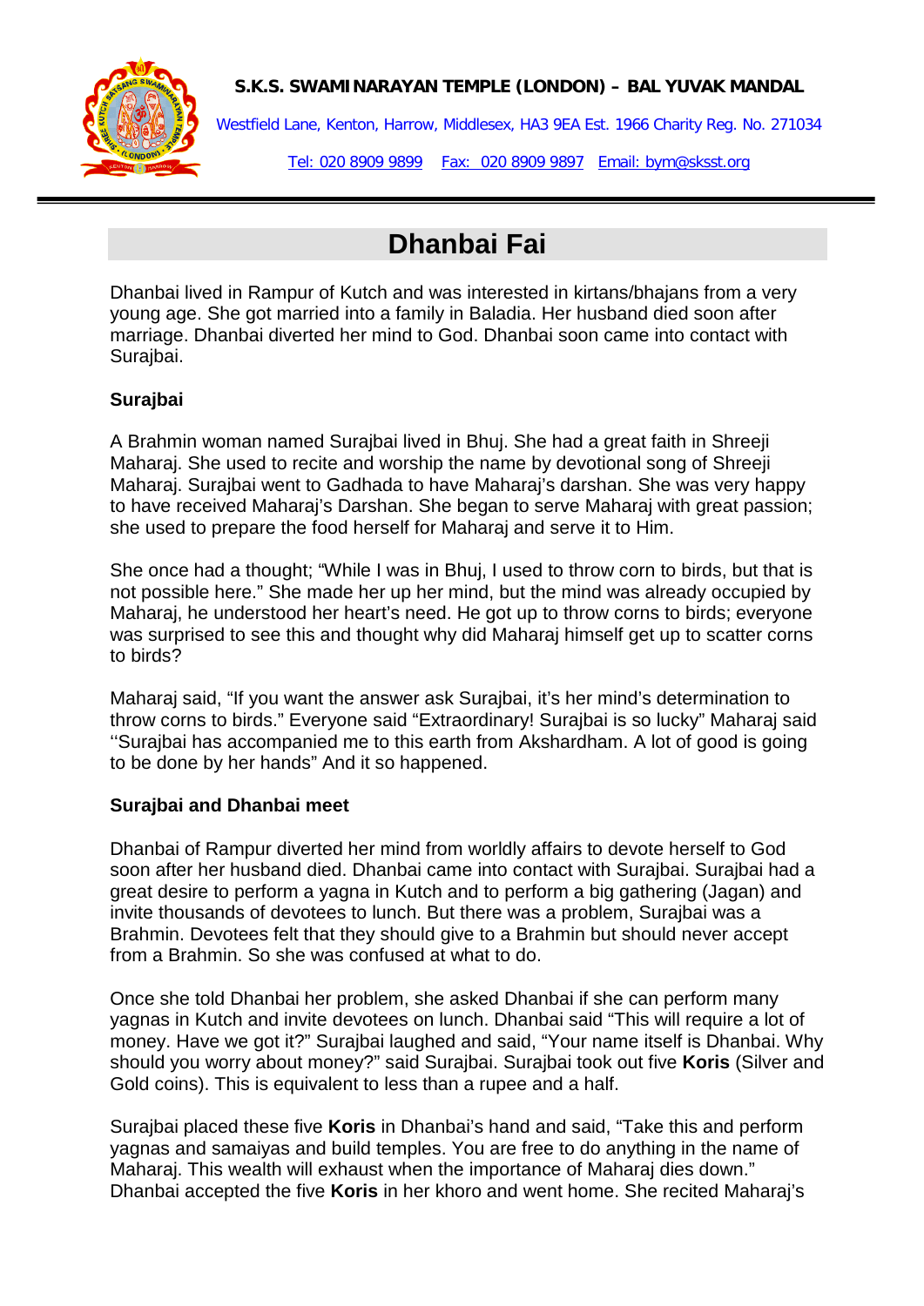**S.K.S. SWAMINARAYAN TEMPLE (LONDON) – BAL YUVAK MANDAL**

Westfield Lane, Kenton, Harrow, Middlesex, HA3 9EA Est. 1966 Charity Reg. No. 271034

Tel: 020 8909 9899 Fax: 020 8909 9897 Email: bym@sksst.org

# Dhanbai Fai

Dhanbai lived in Rampur of Kutch and was interested in kirtans/bhajans from a very young age. She got married into a family in Baladia. Her husband died soon after marriage. Dhanbai diverted her mind to God. Dhanbai soon came into contact with Surajbai.

### Surajbai

A Brahmin woman named Surajbai lived in Bhuj. She had a great faith in Shreeji Maharaj. She used to recite and worship the name by devotional song of Shreeji Maharaj. Surajbai went to Gadhada to have Maharaj's darshan. She was very happy to have received Maharaj's Darshan. She began to serve Maharaj with great passion; she used to prepare the food herself for Maharaj and serve it to Him.

She once had a thought; "While I was in Bhuj, I used to throw corn to birds, but that is not possible here." She made her up her mind, but the mind was already occupied by Maharaj, he understood her heart's need. He got up to throw corns to birds; everyone was surprised to see this and thought why did Maharaj himself get up to scatter corns to birds?

Maharaj said, "If you want the answer ask Surajbai, it's her mind's determination to throw corns to birds." Everyone said "Extraordinary! Surajbai is so lucky" Maharaj said ''Surajbai has accompanied me to this earth from Akshardham. A lot of good is going to be done by her hands" And it so happened.

### Surajbai and Dhanbai meet

Dhanbai of Rampur diverted her mind from worldly affairs to devote herself to God soon after her husband died. Dhanbai came into contact with Surajbai. Surajbai had a great desire to perform a yagna in Kutch and to perform a big gathering (Jagan) and invite thousands of devotees to lunch. But there was a problem, Surajbai was a Brahmin. Devotees felt that they should give to a Brahmin but should never accept from a Brahmin. So she was confused at what to do.

Once she told Dhanbai her problem, she asked Dhanbai if she can perform many yagnas in Kutch and invite devotees on lunch. Dhanbai said "This will require a lot of money. Have we got it?" Surajbai laughed and said, "Your name itself is Dhanbai. Why should you worry about money?" said Surajbai. Surajbai took out five **Koris** (Silver and Gold coins). This is equivalent to less than a rupee and a half.

Surajbai placed these five **Koris** in Dhanbai's hand and said, "Take this and perform yagnas and samaiyas and build temples. You are free to do anything in the name of Maharaj. This wealth will exhaust when the importance of Maharaj dies down." Dhanbai accepted the five **Koris** in her khoro and went home. She recited Maharaj's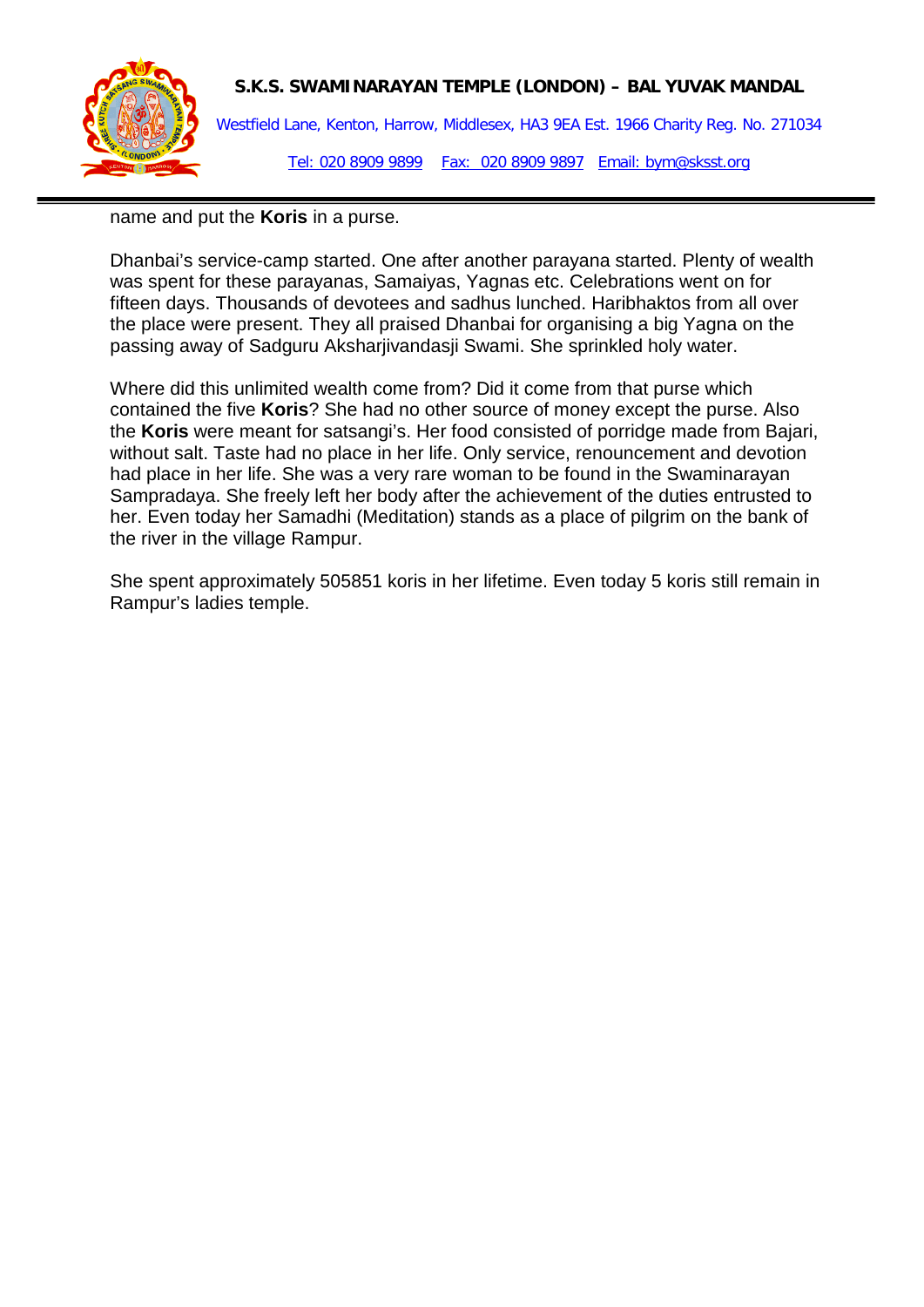name and put the **Koris** in a purse.

Dhanbai's service-camp started. One after another parayana started. Plenty of wealth was spent for these parayanas, Samaiyas, Yagnas etc. Celebrations went on for fifteen days. Thousands of devotees and sadhus lunched. Haribhaktos from all over the place were present. They all praised Dhanbai for organising a big Yagna on the passing away of Sadguru Aksharjivandasji Swami. She sprinkled holy water.

Where did this unlimited wealth come from? Did it come from that purse which contained the five **Koris**? She had no other source of money except the purse. Also the **Koris** were meant for satsangi's. Her food consisted of porridge made from Bajari, without salt. Taste had no place in her life. Only service, renouncement and devotion had place in her life. She was a very rare woman to be found in the Swaminarayan Sampradaya. She freely left her body after the achievement of the duties entrusted to her. Even today her Samadhi (Meditation) stands as a place of pilgrim on the bank of the river in the village Rampur.

She spent approximately 505851 koris in her lifetime. Even today 5 koris still remain in Rampur's ladies temple.